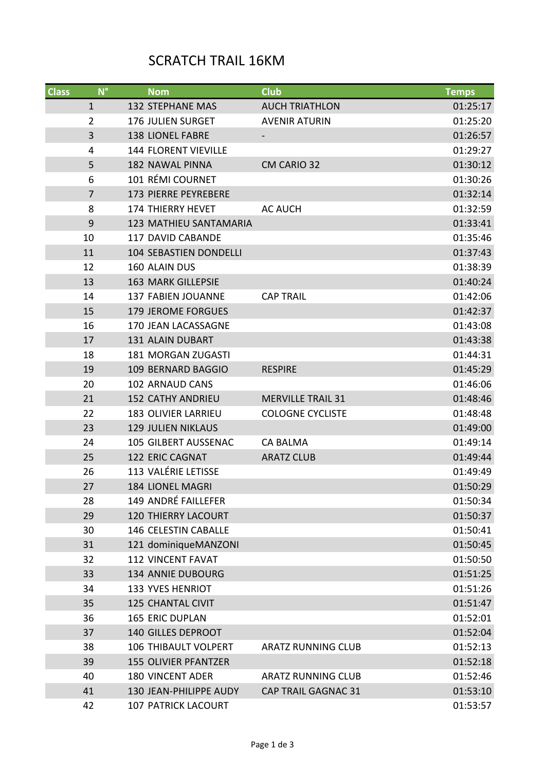# SCRATCH TRAIL 16KM

| Class | N° | Nom | Club | Temps |
|---|---|---|---|---|
| 1 | 132 | STEPHANE MAS | AUCH TRIATHLON | 01:25:17 |
| 2 | 176 | JULIEN SURGET | AVENIR ATURIN | 01:25:20 |
| 3 | 138 | LIONEL FABRE | - | 01:26:57 |
| 4 | 144 | FLORENT VIEVILLE | | 01:29:27 |
| 5 | 182 | NAWAL PINNA | CM CARIO 32 | 01:30:12 |
| 6 | 101 | RÉMI COURNET | | 01:30:26 |
| 7 | 173 | PIERRE PEYREBERE | | 01:32:14 |
| 8 | 174 | THIERRY HEVET | AC AUCH | 01:32:59 |
| 9 | 123 | MATHIEU SANTAMARIA | | 01:33:41 |
| 10 | 117 | DAVID CABANDE | | 01:35:46 |
| 11 | 104 | SEBASTIEN DONDELLI | | 01:37:43 |
| 12 | 160 | ALAIN DUS | | 01:38:39 |
| 13 | 163 | MARK GILLEPSIE | | 01:40:24 |
| 14 | 137 | FABIEN JOUANNE | CAP TRAIL | 01:42:06 |
| 15 | 179 | JEROME FORGUES | | 01:42:37 |
| 16 | 170 | JEAN LACASSAGNE | | 01:43:08 |
| 17 | 131 | ALAIN DUBART | | 01:43:38 |
| 18 | 181 | MORGAN ZUGASTI | | 01:44:31 |
| 19 | 109 | BERNARD BAGGIO | RESPIRE | 01:45:29 |
| 20 | 102 | ARNAUD CANS | | 01:46:06 |
| 21 | 152 | CATHY ANDRIEU | MERVILLE TRAIL 31 | 01:48:46 |
| 22 | 183 | OLIVIER LARRIEU | COLOGNE CYCLISTE | 01:48:48 |
| 23 | 129 | JULIEN NIKLAUS | | 01:49:00 |
| 24 | 105 | GILBERT AUSSENAC | CA BALMA | 01:49:14 |
| 25 | 122 | ERIC CAGNAT | ARATZ CLUB | 01:49:44 |
| 26 | 113 | VALÉRIE LETISSE | | 01:49:49 |
| 27 | 184 | LIONEL MAGRI | | 01:50:29 |
| 28 | 149 | ANDRÉ FAILLEFER | | 01:50:34 |
| 29 | 120 | THIERRY LACOURT | | 01:50:37 |
| 30 | 146 | CELESTIN CABALLE | | 01:50:41 |
| 31 | 121 | dominiqueMANZONI | | 01:50:45 |
| 32 | 112 | VINCENT FAVAT | | 01:50:50 |
| 33 | 134 | ANNIE DUBOURG | | 01:51:25 |
| 34 | 133 | YVES HENRIOT | | 01:51:26 |
| 35 | 125 | CHANTAL CIVIT | | 01:51:47 |
| 36 | 165 | ERIC DUPLAN | | 01:52:01 |
| 37 | 140 | GILLES DEPROOT | | 01:52:04 |
| 38 | 106 | THIBAULT VOLPERT | ARATZ RUNNING CLUB | 01:52:13 |
| 39 | 155 | OLIVIER PFANTZER | | 01:52:18 |
| 40 | 180 | VINCENT ADER | ARATZ RUNNING CLUB | 01:52:46 |
| 41 | 130 | JEAN-PHILIPPE AUDY | CAP TRAIL GAGNAC 31 | 01:53:10 |
| 42 | 107 | PATRICK LACOURT | | 01:53:57 |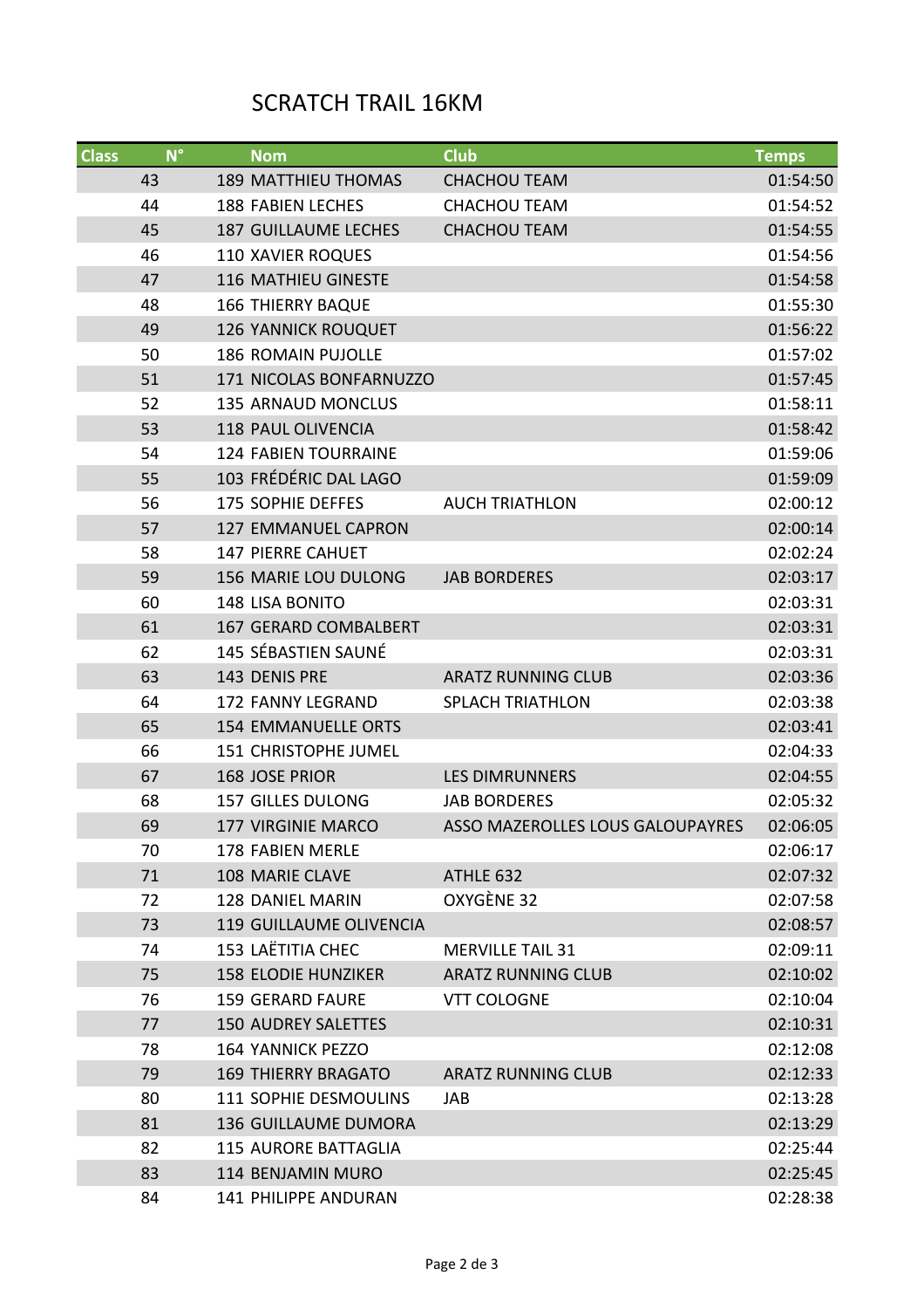# SCRATCH TRAIL 16KM

| Class | N° | Nom | Club | Temps |
|---|---|---|---|---|
| 43 | 189 | MATTHIEU THOMAS | CHACHOU TEAM | 01:54:50 |
| 44 | 188 | FABIEN LECHES | CHACHOU TEAM | 01:54:52 |
| 45 | 187 | GUILLAUME LECHES | CHACHOU TEAM | 01:54:55 |
| 46 | 110 | XAVIER ROQUES | | 01:54:56 |
| 47 | 116 | MATHIEU GINESTE | | 01:54:58 |
| 48 | 166 | THIERRY BAQUE | | 01:55:30 |
| 49 | 126 | YANNICK ROUQUET | | 01:56:22 |
| 50 | 186 | ROMAIN PUJOLLE | | 01:57:02 |
| 51 | 171 | NICOLAS BONFARNUZZO | | 01:57:45 |
| 52 | 135 | ARNAUD MONCLUS | | 01:58:11 |
| 53 | 118 | PAUL OLIVENCIA | | 01:58:42 |
| 54 | 124 | FABIEN TOURRAINE | | 01:59:06 |
| 55 | 103 | FRÉDÉRIC DAL LAGO | | 01:59:09 |
| 56 | 175 | SOPHIE DEFFES | AUCH TRIATHLON | 02:00:12 |
| 57 | 127 | EMMANUEL CAPRON | | 02:00:14 |
| 58 | 147 | PIERRE CAHUET | | 02:02:24 |
| 59 | 156 | MARIE LOU DULONG | JAB BORDERES | 02:03:17 |
| 60 | 148 | LISA BONITO | | 02:03:31 |
| 61 | 167 | GERARD COMBALBERT | | 02:03:31 |
| 62 | 145 | SÉBASTIEN SAUNÉ | | 02:03:31 |
| 63 | 143 | DENIS PRE | ARATZ RUNNING CLUB | 02:03:36 |
| 64 | 172 | FANNY LEGRAND | SPLACH TRIATHLON | 02:03:38 |
| 65 | 154 | EMMANUELLE ORTS | | 02:03:41 |
| 66 | 151 | CHRISTOPHE JUMEL | | 02:04:33 |
| 67 | 168 | JOSE PRIOR | LES DIMRUNNERS | 02:04:55 |
| 68 | 157 | GILLES DULONG | JAB BORDERES | 02:05:32 |
| 69 | 177 | VIRGINIE MARCO | ASSO MAZEROLLES LOUS GALOUPAYRES | 02:06:05 |
| 70 | 178 | FABIEN MERLE | | 02:06:17 |
| 71 | 108 | MARIE CLAVE | ATHLE 632 | 02:07:32 |
| 72 | 128 | DANIEL MARIN | OXYGÈNE 32 | 02:07:58 |
| 73 | 119 | GUILLAUME OLIVENCIA | | 02:08:57 |
| 74 | 153 | LAËTITIA CHEC | MERVILLE TAIL 31 | 02:09:11 |
| 75 | 158 | ELODIE HUNZIKER | ARATZ RUNNING CLUB | 02:10:02 |
| 76 | 159 | GERARD FAURE | VTT COLOGNE | 02:10:04 |
| 77 | 150 | AUDREY SALETTES | | 02:10:31 |
| 78 | 164 | YANNICK PEZZO | | 02:12:08 |
| 79 | 169 | THIERRY BRAGATO | ARATZ RUNNING CLUB | 02:12:33 |
| 80 | 111 | SOPHIE DESMOULINS | JAB | 02:13:28 |
| 81 | 136 | GUILLAUME DUMORA | | 02:13:29 |
| 82 | 115 | AURORE BATTAGLIA | | 02:25:44 |
| 83 | 114 | BENJAMIN MURO | | 02:25:45 |
| 84 | 141 | PHILIPPE ANDURAN | | 02:28:38 |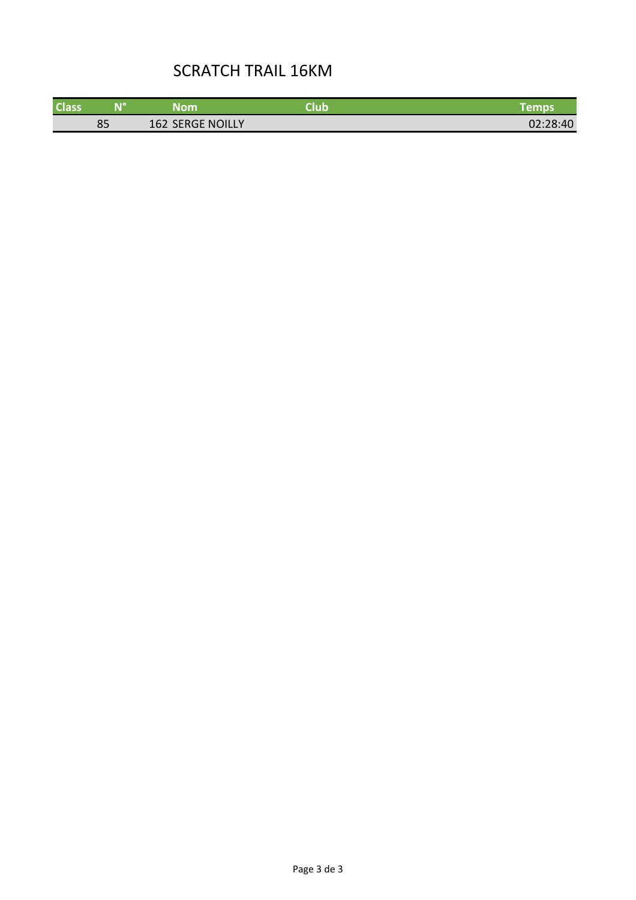# SCRATCH TRAIL 16KM

| Class | N° | Nom | Club | Temps |
|---|---|---|---|---|
| 85 | 162 | SERGE NOILLY | | 02:28:40 |